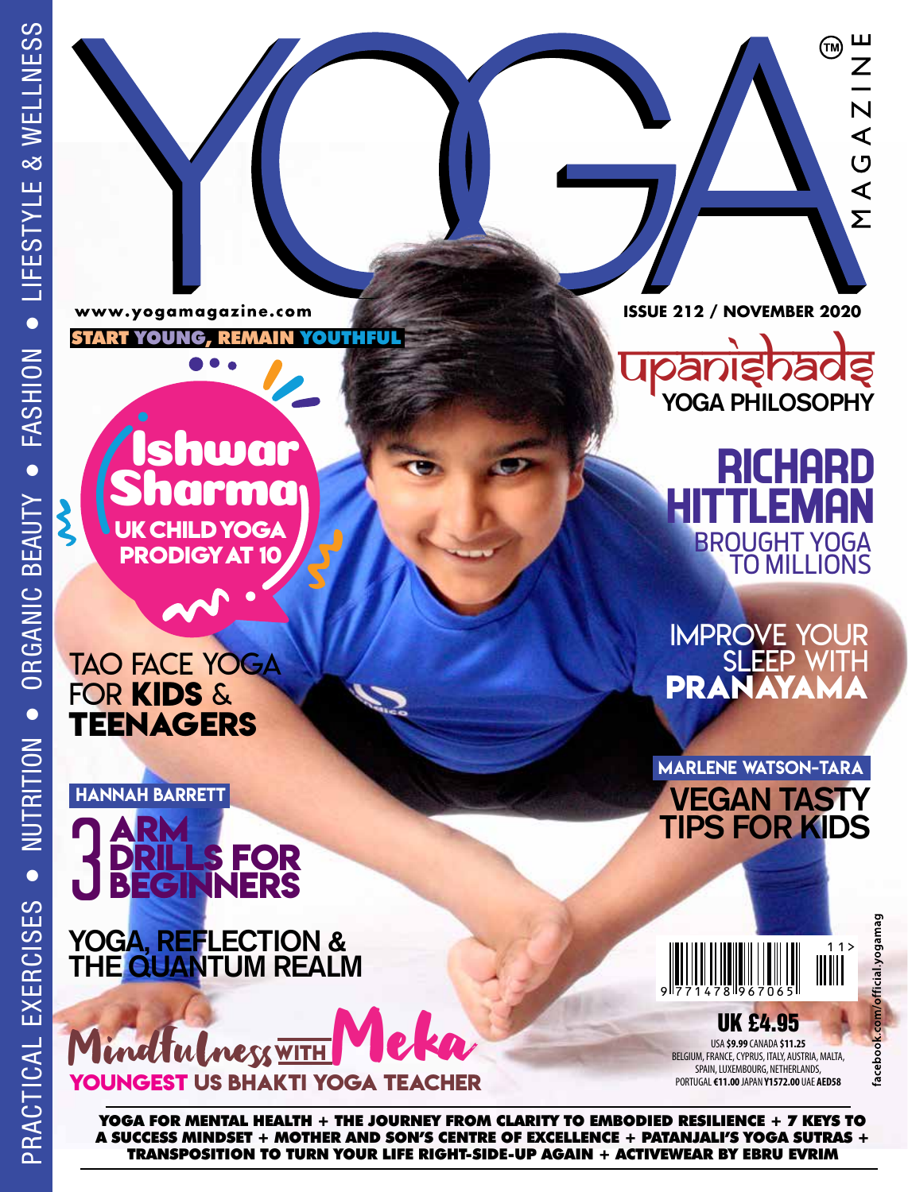# YOGA MAGAZINE™

PRACTICAL EXERCISES • NUTRITION • ORGANIC BEAUTY • FASHION • LIFESTYLE & WELLNESS

www.yogamagazine.com

ISSUE 212 / NOVEMBER 2020

**START YOUNG, REMAIN YOUTHFUL**

## Ishwar Sharma
**UK CHILD YOGA PRODIGY AT 10**

## Upanishads
**YOGA PHILOSOPHY**

## RICHARD HITTLEMAN
BROUGHT YOGA TO MILLIONS

## IMPROVE YOUR SLEEP WITH PRANAYAMA

## TAO FACE YOGA FOR KIDS & TEENAGERS

**MARLENE WATSON-TARA**

## VEGAN TASTY TIPS FOR KIDS

**HANNAH BARRETT**

## 3 ARM DRILLS FOR BEGINNERS

## YOGA, REFLECTION & THE QUANTUM REALM

## Mindfulness WITH Meka
**YOUNGEST US BHAKTI YOGA TEACHER**

9 771478 967065 11

**UK £4.95**

USA $9.99 CANADA $11.25
BELGIUM, FRANCE, CYPRUS, ITALY, AUSTRIA, MALTA, SPAIN, LUXEMBOURG, NETHERLANDS, PORTUGAL €11.00 JAPAN Y1572.00 UAE AED58

facebook.com/official.yogamag

**YOGA FOR MENTAL HEALTH + THE JOURNEY FROM CLARITY TO EMBODIED RESILIENCE + 7 KEYS TO A SUCCESS MINDSET + MOTHER AND SON'S CENTRE OF EXCELLENCE + PATANJALI'S YOGA SUTRAS + TRANSPOSITION TO TURN YOUR LIFE RIGHT-SIDE-UP AGAIN + ACTIVEWEAR BY EBRU EVRIM**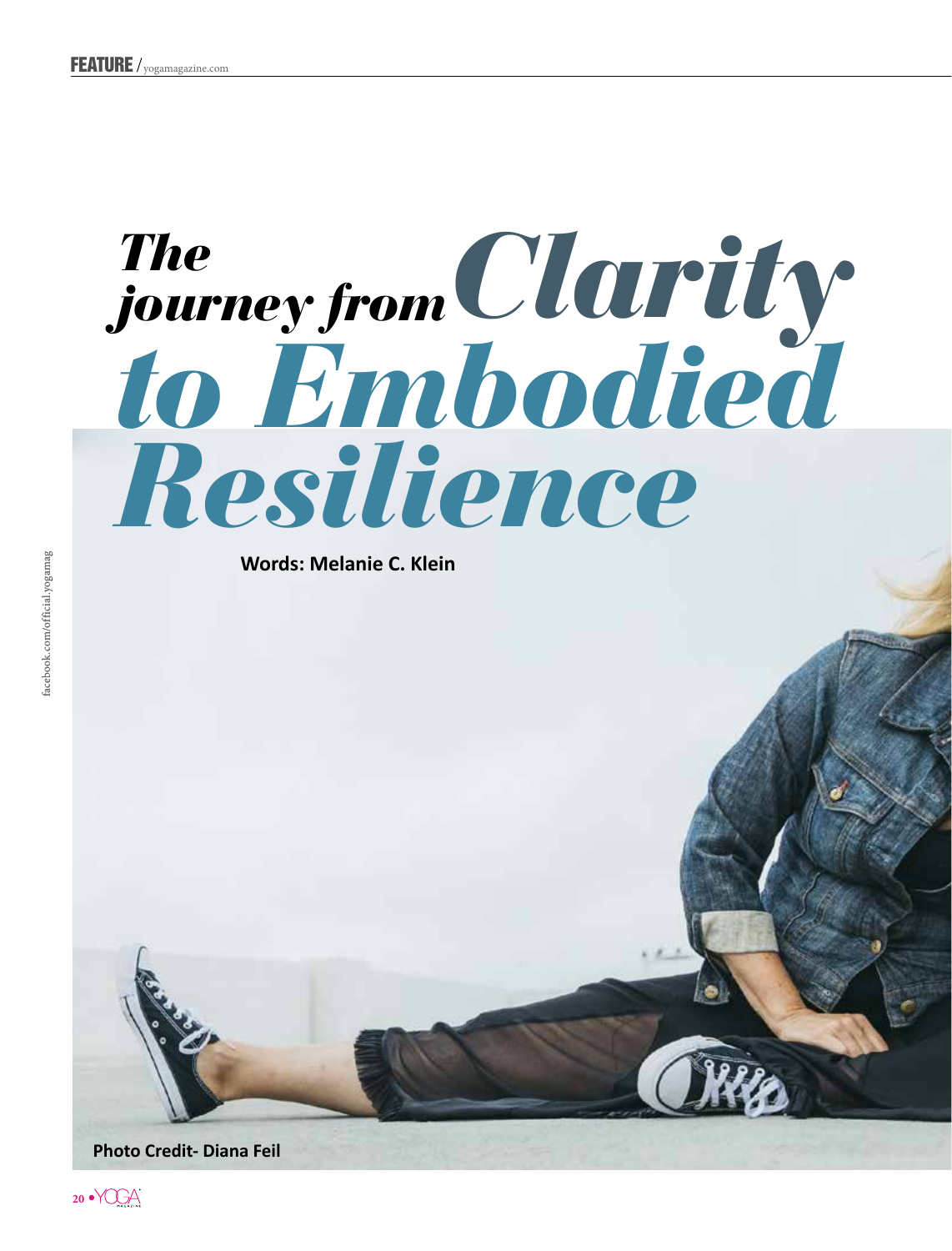# The journey from Clarity to Embodied Resilience

**Words: Melanie C. Klein**

**Photo Credit- Diana Feil**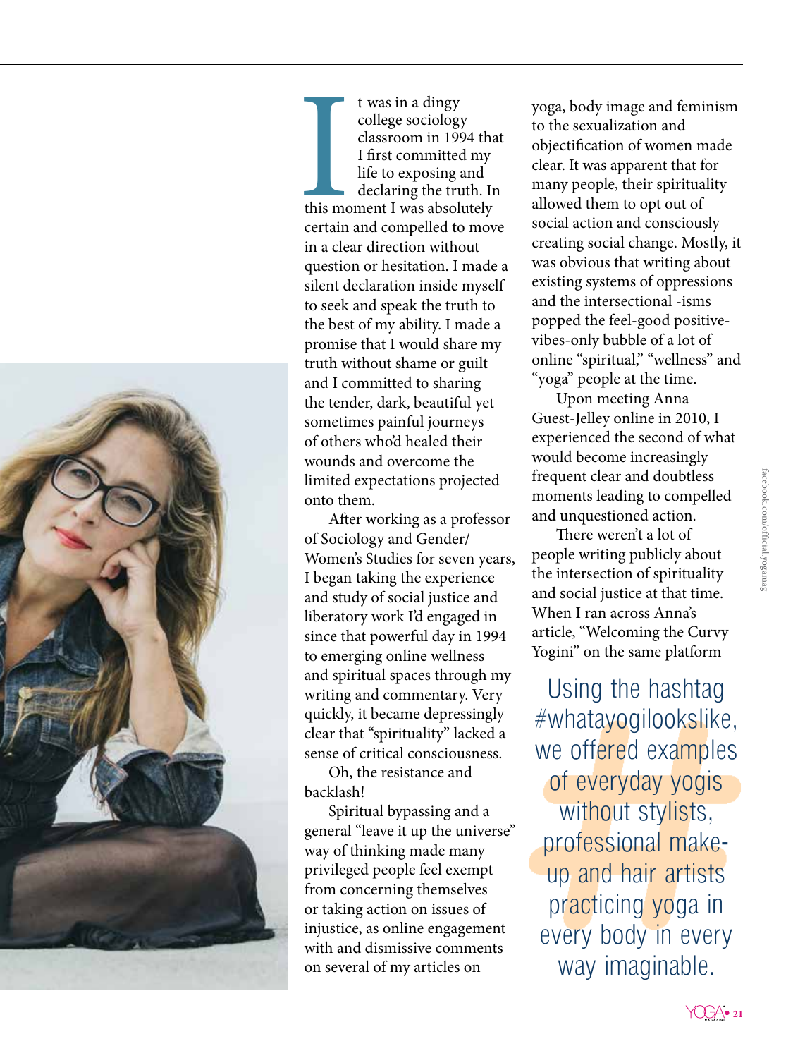It was in a dingy college sociology classroom in 1994 that I first committed my life to exposing and declaring the truth. In this moment I was absolutely certain and compelled to move in a clear direction without question or hesitation. I made a silent declaration inside myself to seek and speak the truth to the best of my ability. I made a promise that I would share my truth without shame or guilt and I committed to sharing the tender, dark, beautiful yet sometimes painful journeys of others who'd healed their wounds and overcome the limited expectations projected onto them.

After working as a professor of Sociology and Gender/Women's Studies for seven years, I began taking the experience and study of social justice and liberatory work I'd engaged in since that powerful day in 1994 to emerging online wellness and spiritual spaces through my writing and commentary. Very quickly, it became depressingly clear that "spirituality" lacked a sense of critical consciousness.

Oh, the resistance and backlash!

Spiritual bypassing and a general "leave it up the universe" way of thinking made many privileged people feel exempt from concerning themselves or taking action on issues of injustice, as online engagement with and dismissive comments on several of my articles on yoga, body image and feminism to the sexualization and objectification of women made clear. It was apparent that for many people, their spirituality allowed them to opt out of social action and consciously creating social change. Mostly, it was obvious that writing about existing systems of oppressions and the intersectional -isms popped the feel-good positive-vibes-only bubble of a lot of online "spiritual," "wellness" and "yoga" people at the time.

Upon meeting Anna Guest-Jelley online in 2010, I experienced the second of what would become increasingly frequent clear and doubtless moments leading to compelled and unquestioned action.

There weren't a lot of people writing publicly about the intersection of spirituality and social justice at that time. When I ran across Anna's article, "Welcoming the Curvy Yogini" on the same platform

> Using the hashtag #whatayogilookslike, we offered examples of everyday yogis without stylists, professional make-up and hair artists practicing yoga in every body in every way imaginable.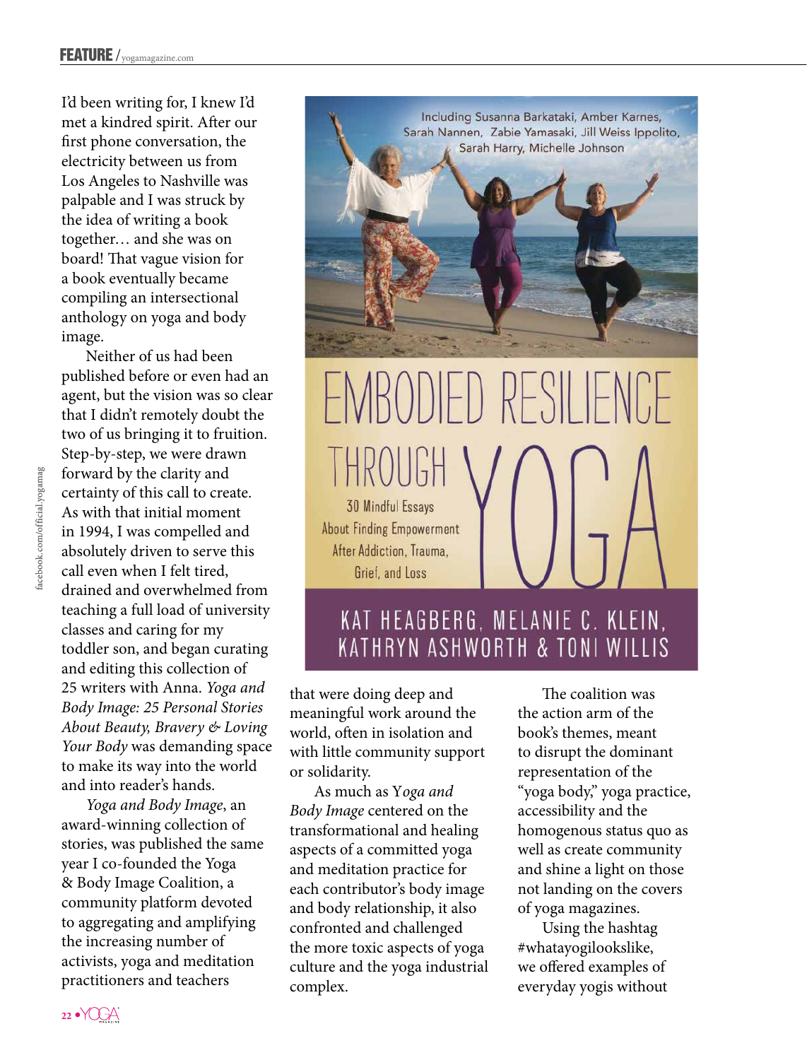I'd been writing for, I knew I'd met a kindred spirit. After our first phone conversation, the electricity between us from Los Angeles to Nashville was palpable and I was struck by the idea of writing a book together… and she was on board! That vague vision for a book eventually became compiling an intersectional anthology on yoga and body image.

Neither of us had been published before or even had an agent, but the vision was so clear that I didn't remotely doubt the two of us bringing it to fruition. Step-by-step, we were drawn forward by the clarity and certainty of this call to create. As with that initial moment in 1994, I was compelled and absolutely driven to serve this call even when I felt tired, drained and overwhelmed from teaching a full load of university classes and caring for my toddler son, and began curating and editing this collection of 25 writers with Anna. *Yoga and Body Image: 25 Personal Stories About Beauty, Bravery & Loving Your Body* was demanding space to make its way into the world and into reader's hands.

*Yoga and Body Image*, an award-winning collection of stories, was published the same year I co-founded the Yoga & Body Image Coalition, a community platform devoted to aggregating and amplifying the increasing number of activists, yoga and meditation practitioners and teachers that were doing deep and meaningful work around the world, often in isolation and with little community support or solidarity.

Including Susanna Barkataki, Amber Karnes, Sarah Nannen, Zabie Yamasaki, Jill Weiss Ippolito, Sarah Harry, Michelle Johnson

EMBODIED RESILIENCE THROUGH YOGA

30 Mindful Essays About Finding Empowerment After Addiction, Trauma, Grief, and Loss

KAT HEAGBERG, MELANIE C. KLEIN, KATHRYN ASHWORTH & TONI WILLIS

As much as *Yoga and Body Image* centered on the transformational and healing aspects of a committed yoga and meditation practice for each contributor's body image and body relationship, it also confronted and challenged the more toxic aspects of yoga culture and the yoga industrial complex.

The coalition was the action arm of the book's themes, meant to disrupt the dominant representation of the "yoga body," yoga practice, accessibility and the homogenous status quo as well as create community and shine a light on those not landing on the covers of yoga magazines.

Using the hashtag #whatayogilookslike, we offered examples of everyday yogis without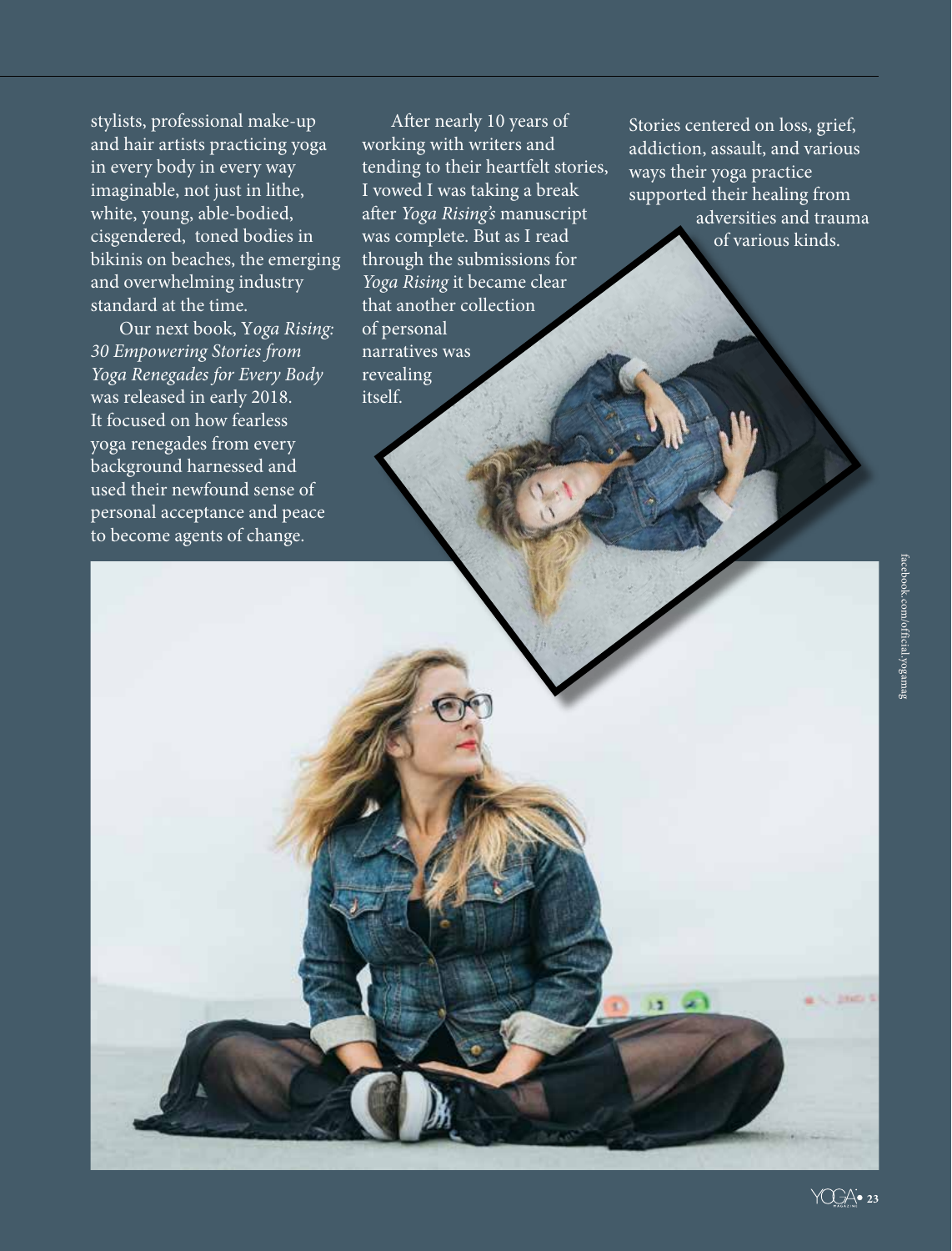stylists, professional make-up and hair artists practicing yoga in every body in every way imaginable, not just in lithe, white, young, able-bodied, cisgendered, toned bodies in bikinis on beaches, the emerging and overwhelming industry standard at the time.

Our next book, *Yoga Rising: 30 Empowering Stories from Yoga Renegades for Every Body* was released in early 2018. It focused on how fearless yoga renegades from every background harnessed and used their newfound sense of personal acceptance and peace to become agents of change.

After nearly 10 years of working with writers and tending to their heartfelt stories, I vowed I was taking a break after *Yoga Rising's* manuscript was complete. But as I read through the submissions for *Yoga Rising* it became clear that another collection of personal narratives was revealing itself.

Stories centered on loss, grief, addiction, assault, and various ways their yoga practice supported their healing from adversities and trauma of various kinds.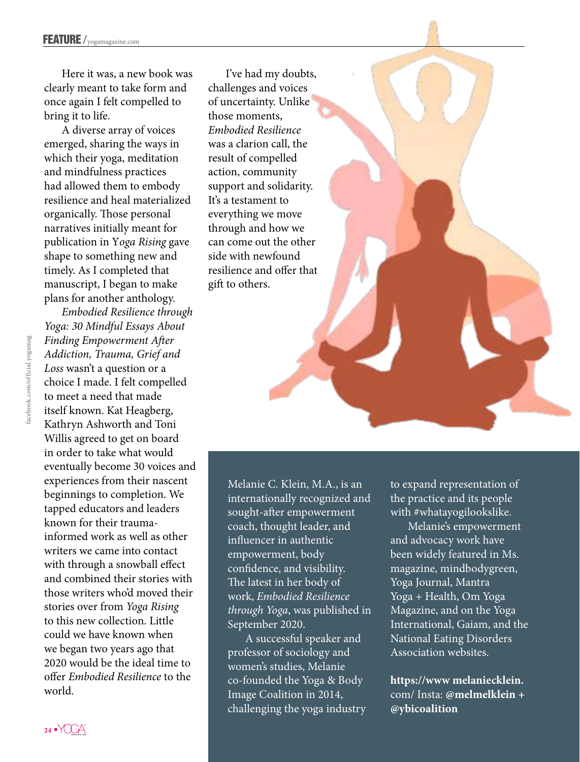Here it was, a new book was clearly meant to take form and once again I felt compelled to bring it to life.

A diverse array of voices emerged, sharing the ways in which their yoga, meditation and mindfulness practices had allowed them to embody resilience and heal materialized organically. Those personal narratives initially meant for publication in *Yoga Rising* gave shape to something new and timely. As I completed that manuscript, I began to make plans for another anthology.

*Embodied Resilience through Yoga: 30 Mindful Essays About Finding Empowerment After Addiction, Trauma, Grief and Loss* wasn't a question or a choice I made. I felt compelled to meet a need that made itself known. Kat Heagberg, Kathryn Ashworth and Toni Willis agreed to get on board in order to take what would eventually become 30 voices and experiences from their nascent beginnings to completion. We tapped educators and leaders known for their trauma-informed work as well as other writers we came into contact with through a snowball effect and combined their stories with those writers who'd moved their stories over from *Yoga Rising* to this new collection. Little could we have known when we began two years ago that 2020 would be the ideal time to offer *Embodied Resilience* to the world.

I've had my doubts, challenges and voices of uncertainty. Unlike those moments, *Embodied Resilience* was a clarion call, the result of compelled action, community support and solidarity. It's a testament to everything we move through and how we can come out the other side with newfound resilience and offer that gift to others.

Melanie C. Klein, M.A., is an internationally recognized and sought-after empowerment coach, thought leader, and influencer in authentic empowerment, body confidence, and visibility. The latest in her body of work, *Embodied Resilience through Yoga*, was published in September 2020.

A successful speaker and professor of sociology and women's studies, Melanie co-founded the Yoga & Body Image Coalition in 2014, challenging the yoga industry to expand representation of the practice and its people with #whatayogilookslike.

Melanie's empowerment and advocacy work have been widely featured in Ms. magazine, mindbodygreen, Yoga Journal, Mantra Yoga + Health, Om Yoga Magazine, and on the Yoga International, Gaiam, and the National Eating Disorders Association websites.

**https://www melaniecklein.**com/ Insta: **@melmelklein + @ybicoalition**